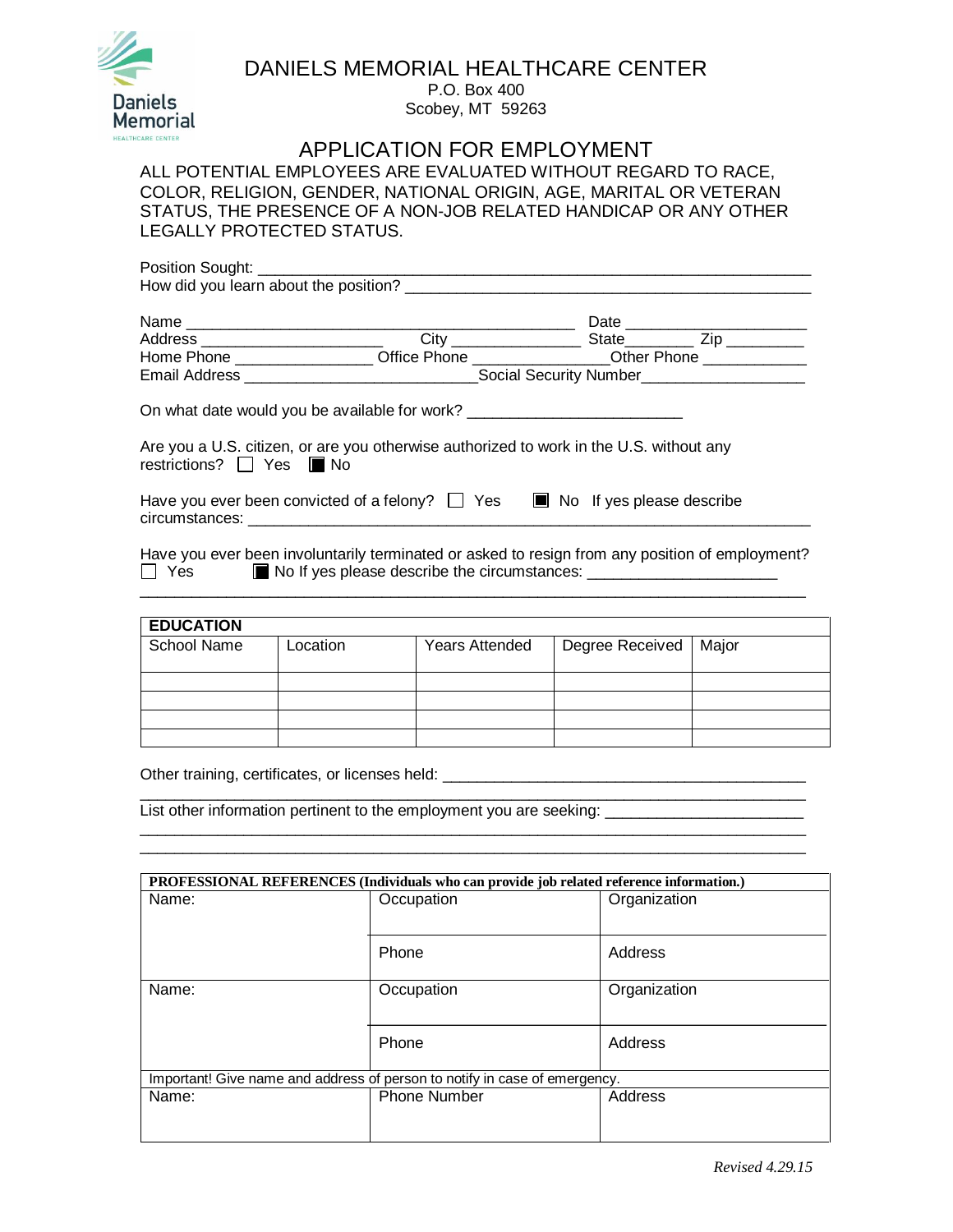# DANIELS MEMORIAL HEALTHCARE CENTER

P.O. Box 400
Scobey, MT 59263

## APPLICATION FOR EMPLOYMENT

ALL POTENTIAL EMPLOYEES ARE EVALUATED WITHOUT REGARD TO RACE, COLOR, RELIGION, GENDER, NATIONAL ORIGIN, AGE, MARITAL OR VETERAN STATUS, THE PRESENCE OF A NON-JOB RELATED HANDICAP OR ANY OTHER LEGALLY PROTECTED STATUS.

Position Sought: ___________________________________________________________________
How did you learn about the position? _________________________________________________

Name _____________________________________________ Date ____________________
Address ____________________ City ______________ State________ Zip _________
Home Phone _______________ Office Phone _______________Other Phone ___________
Email Address __________________________Social Security Number__________________

On what date would you be available for work? ________________________

Are you a U.S. citizen, or are you otherwise authorized to work in the U.S. without any restrictions? ☐ Yes ■ No

Have you ever been convicted of a felony? ☐ Yes ■ No If yes please describe circumstances: ____________________________________________________________

Have you ever been involuntarily terminated or asked to resign from any position of employment?
☐ Yes ■ No If yes please describe the circumstances: _____________________
__________________________________________________________________________

| EDUCATION | | | | |
|---|---|---|---|---|
| School Name | Location | Years Attended | Degree Received | Major |
| | | | | |
| | | | | |
| | | | | |
| | | | | |

Other training, certificates, or licenses held: ________________________________________
__________________________________________________________________________
List other information pertinent to the employment you are seeking: ______________________
__________________________________________________________________________
__________________________________________________________________________

| PROFESSIONAL REFERENCES (Individuals who can provide job related reference information.) | | |
|---|---|---|
| Name: | Occupation | Organization |
| | Phone | Address |
| Name: | Occupation | Organization |
| | Phone | Address |
| Important! Give name and address of person to notify in case of emergency. | | |
| Name: | Phone Number | Address |

*Revised 4.29.15*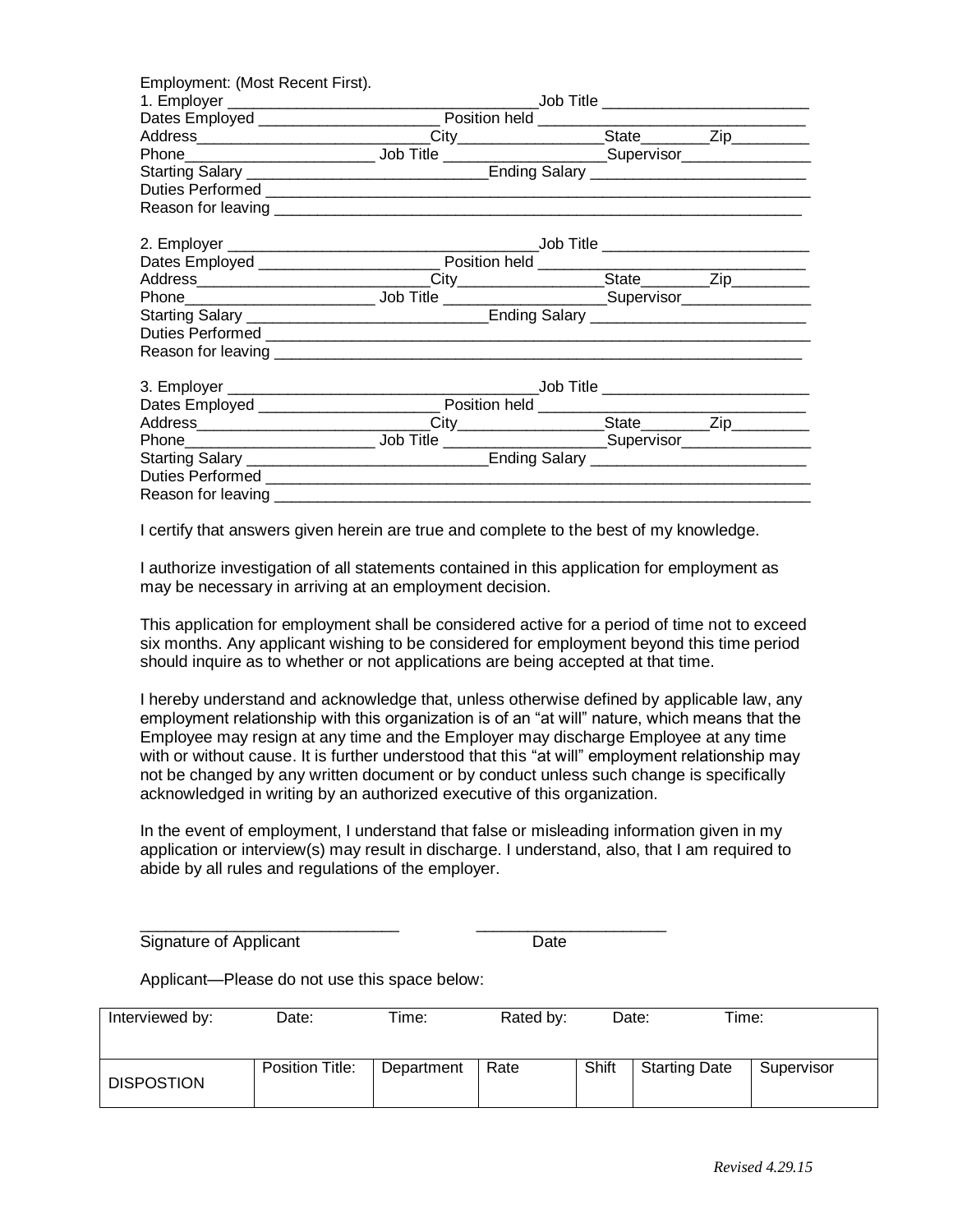Employment: (Most Recent First).

1. Employer _______________________________________Job Title _________________________
Dates Employed ______________________ Position held ________________________________
Address____________________________City_________________State________Zip_________
Phone______________________ Job Title ___________________Supervisor________________
Starting Salary ____________________________Ending Salary __________________________
Duties Performed ____________________________________________________________________
Reason for leaving __________________________________________________________________

2. Employer _______________________________________Job Title _________________________
Dates Employed ______________________ Position held ________________________________
Address____________________________City_________________State________Zip_________
Phone______________________ Job Title ___________________Supervisor________________
Starting Salary ____________________________Ending Salary __________________________
Duties Performed ____________________________________________________________________
Reason for leaving __________________________________________________________________

3. Employer _______________________________________Job Title _________________________
Dates Employed ______________________ Position held ________________________________
Address____________________________City_________________State________Zip_________
Phone______________________ Job Title ___________________Supervisor________________
Starting Salary ____________________________Ending Salary __________________________
Duties Performed ____________________________________________________________________
Reason for leaving __________________________________________________________________

I certify that answers given herein are true and complete to the best of my knowledge.

I authorize investigation of all statements contained in this application for employment as may be necessary in arriving at an employment decision.

This application for employment shall be considered active for a period of time not to exceed six months. Any applicant wishing to be considered for employment beyond this time period should inquire as to whether or not applications are being accepted at that time.

I hereby understand and acknowledge that, unless otherwise defined by applicable law, any employment relationship with this organization is of an "at will" nature, which means that the Employee may resign at any time and the Employer may discharge Employee at any time with or without cause. It is further understood that this "at will" employment relationship may not be changed by any written document or by conduct unless such change is specifically acknowledged in writing by an authorized executive of this organization.

In the event of employment, I understand that false or misleading information given in my application or interview(s) may result in discharge. I understand, also, that I am required to abide by all rules and regulations of the employer.

______________________________ ______________________
Signature of Applicant Date

Applicant—Please do not use this space below:

| | | | | | | |
|---|---|---|---|---|---|---|
| Interviewed by: | Date: | Time: | Rated by: | Date: | Time: | |
| DISPOSTION | Position Title: | Department | Rate | Shift | Starting Date | Supervisor |

*Revised 4.29.15*